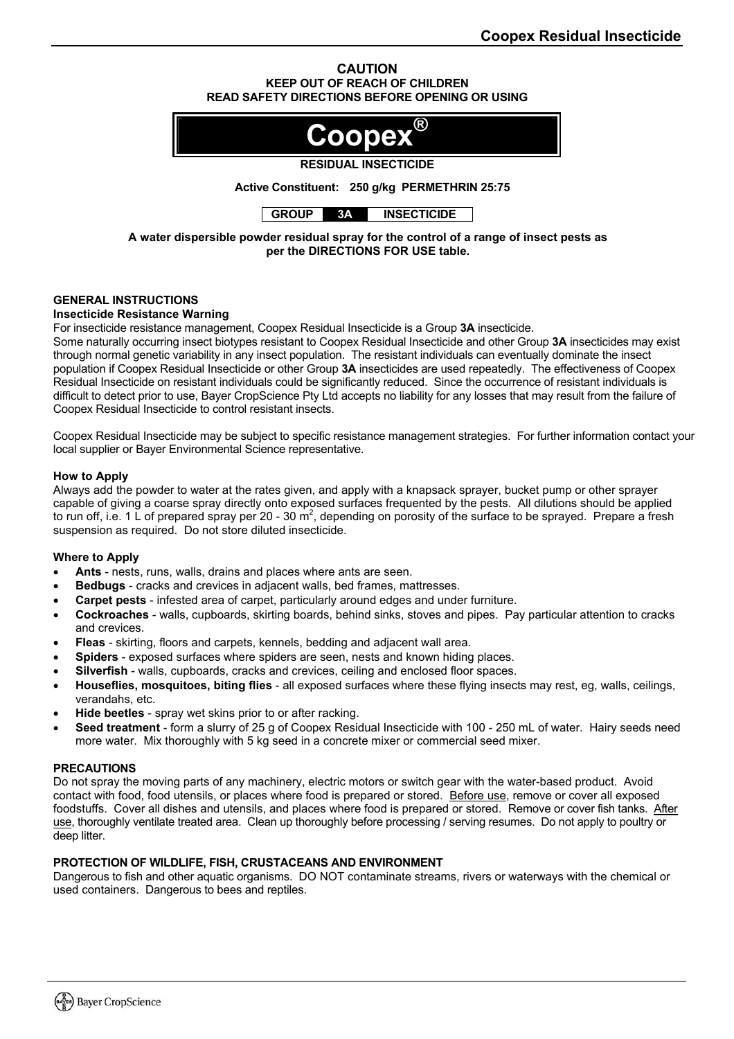**CAUTION**

**KEEP OUT OF REACH OF CHILDREN**

**READ SAFETY DIRECTIONS BEFORE OPENING OR USING**

# Coopex®

**RESIDUAL INSECTICIDE**

**Active Constituent: 250 g/kg PERMETHRIN 25:75**

| GROUP | 3A | INSECTICIDE |
|---|---|---|

**A water dispersible powder residual spray for the control of a range of insect pests as per the DIRECTIONS FOR USE table.**

## GENERAL INSTRUCTIONS

### Insecticide Resistance Warning

For insecticide resistance management, Coopex Residual Insecticide is a Group **3A** insecticide.
Some naturally occurring insect biotypes resistant to Coopex Residual Insecticide and other Group **3A** insecticides may exist through normal genetic variability in any insect population. The resistant individuals can eventually dominate the insect population if Coopex Residual Insecticide or other Group **3A** insecticides are used repeatedly. The effectiveness of Coopex Residual Insecticide on resistant individuals could be significantly reduced. Since the occurrence of resistant individuals is difficult to detect prior to use, Bayer CropScience Pty Ltd accepts no liability for any losses that may result from the failure of Coopex Residual Insecticide to control resistant insects.

Coopex Residual Insecticide may be subject to specific resistance management strategies. For further information contact your local supplier or Bayer Environmental Science representative.

### How to Apply

Always add the powder to water at the rates given, and apply with a knapsack sprayer, bucket pump or other sprayer capable of giving a coarse spray directly onto exposed surfaces frequented by the pests. All dilutions should be applied to run off, i.e. 1 L of prepared spray per 20 - 30 $m^2$, depending on porosity of the surface to be sprayed. Prepare a fresh suspension as required. Do not store diluted insecticide.

### Where to Apply

- **Ants** - nests, runs, walls, drains and places where ants are seen.
- **Bedbugs** - cracks and crevices in adjacent walls, bed frames, mattresses.
- **Carpet pests** - infested area of carpet, particularly around edges and under furniture.
- **Cockroaches** - walls, cupboards, skirting boards, behind sinks, stoves and pipes. Pay particular attention to cracks and crevices.
- **Fleas** - skirting, floors and carpets, kennels, bedding and adjacent wall area.
- **Spiders** - exposed surfaces where spiders are seen, nests and known hiding places.
- **Silverfish** - walls, cupboards, cracks and crevices, ceiling and enclosed floor spaces.
- **Houseflies, mosquitoes, biting flies** - all exposed surfaces where these flying insects may rest, eg, walls, ceilings, verandahs, etc.
- **Hide beetles** - spray wet skins prior to or after racking.
- **Seed treatment** - form a slurry of 25 g of Coopex Residual Insecticide with 100 - 250 mL of water. Hairy seeds need more water. Mix thoroughly with 5 kg seed in a concrete mixer or commercial seed mixer.

## PRECAUTIONS

Do not spray the moving parts of any machinery, electric motors or switch gear with the water-based product. Avoid contact with food, food utensils, or places where food is prepared or stored. Before use, remove or cover all exposed foodstuffs. Cover all dishes and utensils, and places where food is prepared or stored. Remove or cover fish tanks. After use, thoroughly ventilate treated area. Clean up thoroughly before processing / serving resumes. Do not apply to poultry or deep litter.

## PROTECTION OF WILDLIFE, FISH, CRUSTACEANS AND ENVIRONMENT

Dangerous to fish and other aquatic organisms. DO NOT contaminate streams, rivers or waterways with the chemical or used containers. Dangerous to bees and reptiles.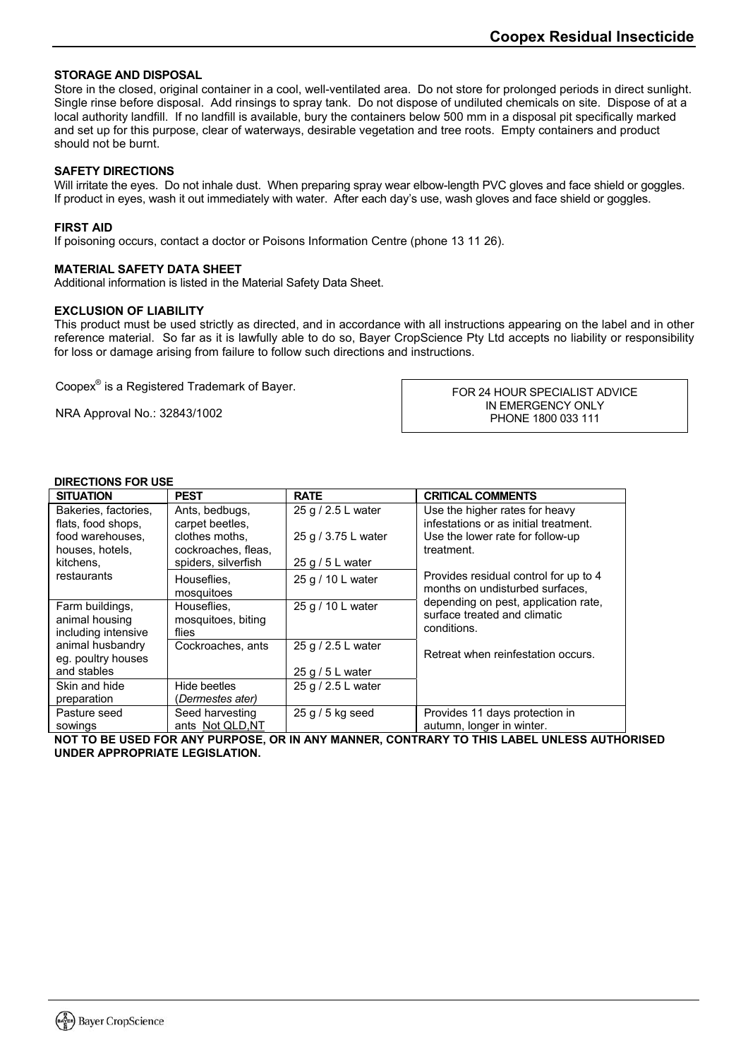**STORAGE AND DISPOSAL**

Store in the closed, original container in a cool, well-ventilated area. Do not store for prolonged periods in direct sunlight. Single rinse before disposal. Add rinsings to spray tank. Do not dispose of undiluted chemicals on site. Dispose of at a local authority landfill. If no landfill is available, bury the containers below 500 mm in a disposal pit specifically marked and set up for this purpose, clear of waterways, desirable vegetation and tree roots. Empty containers and product should not be burnt.

**SAFETY DIRECTIONS**

Will irritate the eyes. Do not inhale dust. When preparing spray wear elbow-length PVC gloves and face shield or goggles. If product in eyes, wash it out immediately with water. After each day's use, wash gloves and face shield or goggles.

**FIRST AID**

If poisoning occurs, contact a doctor or Poisons Information Centre (phone 13 11 26).

**MATERIAL SAFETY DATA SHEET**

Additional information is listed in the Material Safety Data Sheet.

**EXCLUSION OF LIABILITY**

This product must be used strictly as directed, and in accordance with all instructions appearing on the label and in other reference material. So far as it is lawfully able to do so, Bayer CropScience Pty Ltd accepts no liability or responsibility for loss or damage arising from failure to follow such directions and instructions.

Coopex® is a Registered Trademark of Bayer.

NRA Approval No.: 32843/1002

FOR 24 HOUR SPECIALIST ADVICE
IN EMERGENCY ONLY
PHONE 1800 033 111

**DIRECTIONS FOR USE**

| SITUATION | PEST | RATE | CRITICAL COMMENTS |
|---|---|---|---|
| Bakeries, factories, flats, food shops, food warehouses, houses, hotels, kitchens, restaurants | Ants, bedbugs, carpet beetles, clothes moths, cockroaches, fleas, spiders, silverfish | 25 g / 2.5 L water<br>25 g / 3.75 L water<br>25 g / 5 L water | Use the higher rates for heavy infestations or as initial treatment. Use the lower rate for follow-up treatment.<br><br>Provides residual control for up to 4 months on undisturbed surfaces, depending on pest, application rate, surface treated and climatic conditions.<br><br>Retreat when reinfestation occurs. |
| | Houseflies, mosquitoes | 25 g / 10 L water | |
| Farm buildings, animal housing including intensive animal husbandry eg. poultry houses and stables | Houseflies, mosquitoes, biting flies | 25 g / 10 L water | |
| | Cockroaches, ants | 25 g / 2.5 L water<br>25 g / 5 L water | |
| Skin and hide preparation | Hide beetles (*Dermestes ater)* | 25 g / 2.5 L water | |
| Pasture seed sowings | Seed harvesting ants Not QLD,NT | 25 g / 5 kg seed | Provides 11 days protection in autumn, longer in winter. |

**NOT TO BE USED FOR ANY PURPOSE, OR IN ANY MANNER, CONTRARY TO THIS LABEL UNLESS AUTHORISED UNDER APPROPRIATE LEGISLATION.**